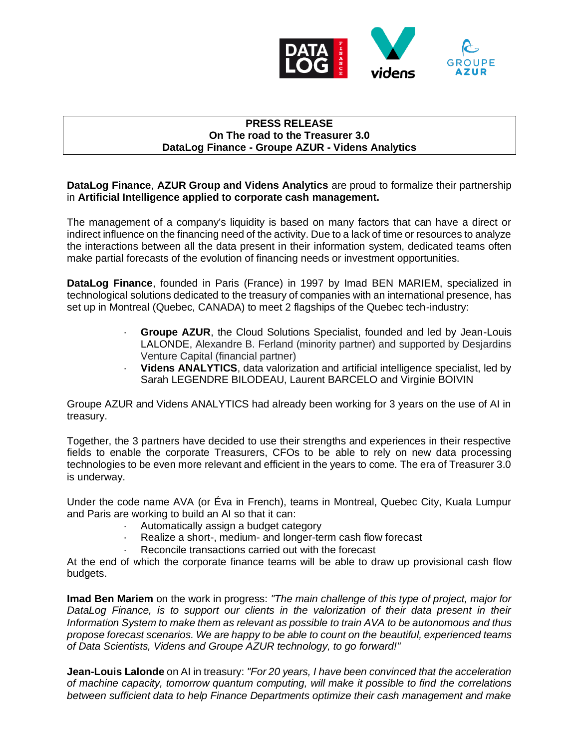**PRESS RELEASE**
**On The road to the Treasurer 3.0**
**DataLog Finance - Groupe AZUR - Videns Analytics**

**DataLog Finance**, **AZUR Group and Videns Analytics** are proud to formalize their partnership in **Artificial Intelligence applied to corporate cash management.**

The management of a company's liquidity is based on many factors that can have a direct or indirect influence on the financing need of the activity. Due to a lack of time or resources to analyze the interactions between all the data present in their information system, dedicated teams often make partial forecasts of the evolution of financing needs or investment opportunities.

**DataLog Finance**, founded in Paris (France) in 1997 by Imad BEN MARIEM, specialized in technological solutions dedicated to the treasury of companies with an international presence, has set up in Montreal (Quebec, CANADA) to meet 2 flagships of the Quebec tech-industry:

- **Groupe AZUR**, the Cloud Solutions Specialist, founded and led by Jean-Louis LALONDE, Alexandre B. Ferland (minority partner) and supported by Desjardins Venture Capital (financial partner)
- **Videns ANALYTICS**, data valorization and artificial intelligence specialist, led by Sarah LEGENDRE BILODEAU, Laurent BARCELO and Virginie BOIVIN

Groupe AZUR and Videns ANALYTICS had already been working for 3 years on the use of AI in treasury.

Together, the 3 partners have decided to use their strengths and experiences in their respective fields to enable the corporate Treasurers, CFOs to be able to rely on new data processing technologies to be even more relevant and efficient in the years to come. The era of Treasurer 3.0 is underway.

Under the code name AVA (or Éva in French), teams in Montreal, Quebec City, Kuala Lumpur and Paris are working to build an AI so that it can:

- Automatically assign a budget category
- Realize a short-, medium- and longer-term cash flow forecast
- Reconcile transactions carried out with the forecast

At the end of which the corporate finance teams will be able to draw up provisional cash flow budgets.

**Imad Ben Mariem** on the work in progress: *"The main challenge of this type of project, major for DataLog Finance, is to support our clients in the valorization of their data present in their Information System to make them as relevant as possible to train AVA to be autonomous and thus propose forecast scenarios. We are happy to be able to count on the beautiful, experienced teams of Data Scientists, Videns and Groupe AZUR technology, to go forward!"*

**Jean-Louis Lalonde** on AI in treasury: *"For 20 years, I have been convinced that the acceleration of machine capacity, tomorrow quantum computing, will make it possible to find the correlations between sufficient data to help Finance Departments optimize their cash management and make*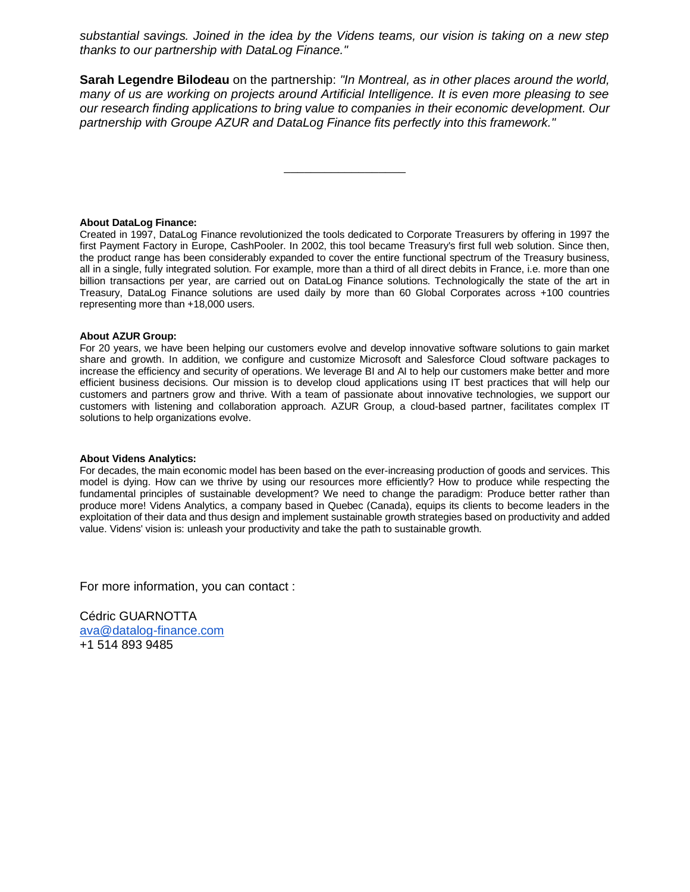*substantial savings. Joined in the idea by the Videns teams, our vision is taking on a new step thanks to our partnership with DataLog Finance."*

**Sarah Legendre Bilodeau** on the partnership: *"In Montreal, as in other places around the world, many of us are working on projects around Artificial Intelligence. It is even more pleasing to see our research finding applications to bring value to companies in their economic development. Our partnership with Groupe AZUR and DataLog Finance fits perfectly into this framework."*

---

**About DataLog Finance:**
Created in 1997, DataLog Finance revolutionized the tools dedicated to Corporate Treasurers by offering in 1997 the first Payment Factory in Europe, CashPooler. In 2002, this tool became Treasury's first full web solution. Since then, the product range has been considerably expanded to cover the entire functional spectrum of the Treasury business, all in a single, fully integrated solution. For example, more than a third of all direct debits in France, i.e. more than one billion transactions per year, are carried out on DataLog Finance solutions. Technologically the state of the art in Treasury, DataLog Finance solutions are used daily by more than 60 Global Corporates across +100 countries representing more than +18,000 users.

**About AZUR Group:**
For 20 years, we have been helping our customers evolve and develop innovative software solutions to gain market share and growth. In addition, we configure and customize Microsoft and Salesforce Cloud software packages to increase the efficiency and security of operations. We leverage BI and AI to help our customers make better and more efficient business decisions. Our mission is to develop cloud applications using IT best practices that will help our customers and partners grow and thrive. With a team of passionate about innovative technologies, we support our customers with listening and collaboration approach. AZUR Group, a cloud-based partner, facilitates complex IT solutions to help organizations evolve.

**About Videns Analytics:**
For decades, the main economic model has been based on the ever-increasing production of goods and services. This model is dying. How can we thrive by using our resources more efficiently? How to produce while respecting the fundamental principles of sustainable development? We need to change the paradigm: Produce better rather than produce more! Videns Analytics, a company based in Quebec (Canada), equips its clients to become leaders in the exploitation of their data and thus design and implement sustainable growth strategies based on productivity and added value. Videns' vision is: unleash your productivity and take the path to sustainable growth.

For more information, you can contact :

Cédric GUARNOTTA
ava@datalog-finance.com
+1 514 893 9485